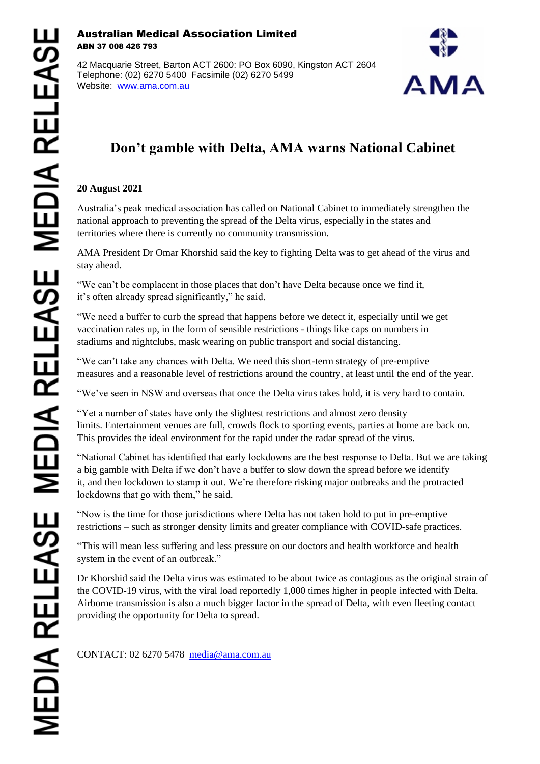**Australian Medical Association Limited**
**ABN 37 008 426 793**

42 Macquarie Street, Barton ACT 2600: PO Box 6090, Kingston ACT 2604
Telephone: (02) 6270 5400 Facsimile (02) 6270 5499
Website: www.ama.com.au

# Don't gamble with Delta, AMA warns National Cabinet

**20 August 2021**

Australia's peak medical association has called on National Cabinet to immediately strengthen the national approach to preventing the spread of the Delta virus, especially in the states and territories where there is currently no community transmission.

AMA President Dr Omar Khorshid said the key to fighting Delta was to get ahead of the virus and stay ahead.

"We can't be complacent in those places that don't have Delta because once we find it, it's often already spread significantly," he said.

"We need a buffer to curb the spread that happens before we detect it, especially until we get vaccination rates up, in the form of sensible restrictions - things like caps on numbers in stadiums and nightclubs, mask wearing on public transport and social distancing.

"We can't take any chances with Delta. We need this short-term strategy of pre-emptive measures and a reasonable level of restrictions around the country, at least until the end of the year.

"We've seen in NSW and overseas that once the Delta virus takes hold, it is very hard to contain.

"Yet a number of states have only the slightest restrictions and almost zero density limits. Entertainment venues are full, crowds flock to sporting events, parties at home are back on. This provides the ideal environment for the rapid under the radar spread of the virus.

"National Cabinet has identified that early lockdowns are the best response to Delta. But we are taking a big gamble with Delta if we don't have a buffer to slow down the spread before we identify it, and then lockdown to stamp it out. We're therefore risking major outbreaks and the protracted lockdowns that go with them," he said.

"Now is the time for those jurisdictions where Delta has not taken hold to put in pre-emptive restrictions – such as stronger density limits and greater compliance with COVID-safe practices.

"This will mean less suffering and less pressure on our doctors and health workforce and health system in the event of an outbreak."

Dr Khorshid said the Delta virus was estimated to be about twice as contagious as the original strain of the COVID-19 virus, with the viral load reportedly 1,000 times higher in people infected with Delta. Airborne transmission is also a much bigger factor in the spread of Delta, with even fleeting contact providing the opportunity for Delta to spread.

CONTACT: 02 6270 5478 media@ama.com.au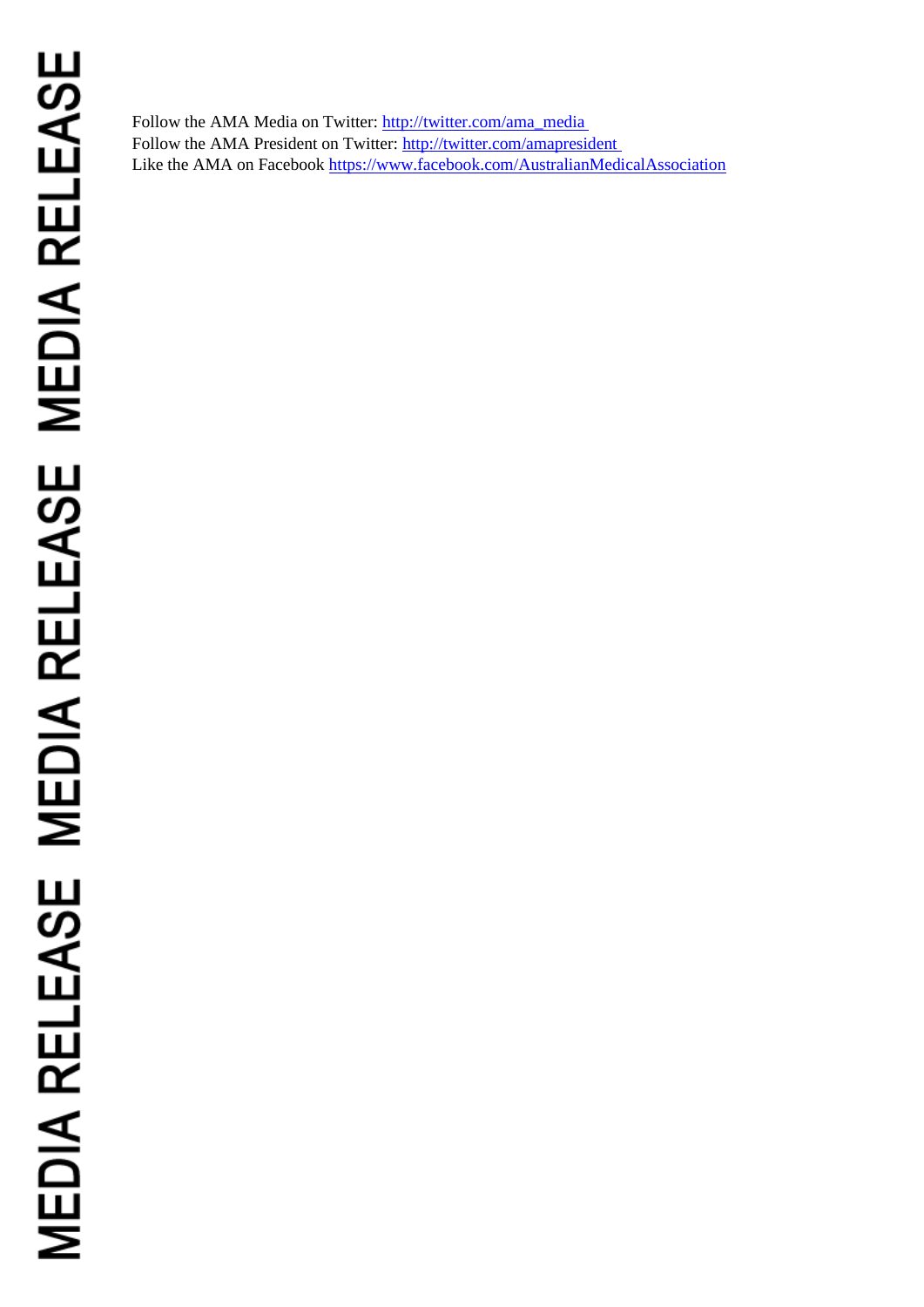Follow the AMA Media on Twitter: http://twitter.com/ama_media
Follow the AMA President on Twitter: http://twitter.com/amapresident
Like the AMA on Facebook https://www.facebook.com/AustralianMedicalAssociation